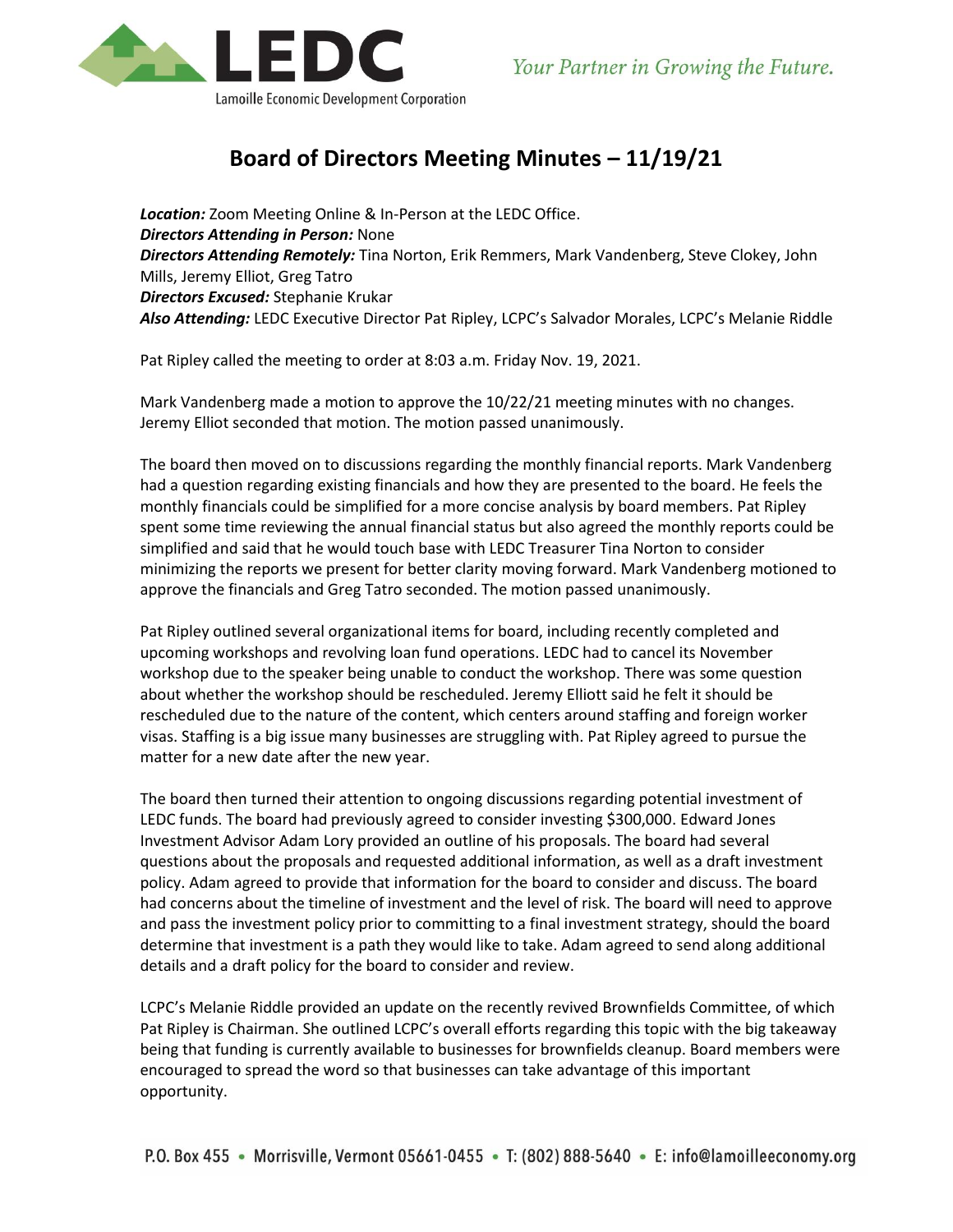# Board of Directors Meeting Minutes – 11/19/21

***Location:*** Zoom Meeting Online & In-Person at the LEDC Office.
***Directors Attending in Person:*** None
***Directors Attending Remotely:*** Tina Norton, Erik Remmers, Mark Vandenberg, Steve Clokey, John Mills, Jeremy Elliot, Greg Tatro
***Directors Excused:*** Stephanie Krukar
***Also Attending:*** LEDC Executive Director Pat Ripley, LCPC's Salvador Morales, LCPC's Melanie Riddle

Pat Ripley called the meeting to order at 8:03 a.m. Friday Nov. 19, 2021.

Mark Vandenberg made a motion to approve the 10/22/21 meeting minutes with no changes. Jeremy Elliot seconded that motion. The motion passed unanimously.

The board then moved on to discussions regarding the monthly financial reports. Mark Vandenberg had a question regarding existing financials and how they are presented to the board. He feels the monthly financials could be simplified for a more concise analysis by board members. Pat Ripley spent some time reviewing the annual financial status but also agreed the monthly reports could be simplified and said that he would touch base with LEDC Treasurer Tina Norton to consider minimizing the reports we present for better clarity moving forward. Mark Vandenberg motioned to approve the financials and Greg Tatro seconded. The motion passed unanimously.

Pat Ripley outlined several organizational items for board, including recently completed and upcoming workshops and revolving loan fund operations. LEDC had to cancel its November workshop due to the speaker being unable to conduct the workshop. There was some question about whether the workshop should be rescheduled. Jeremy Elliott said he felt it should be rescheduled due to the nature of the content, which centers around staffing and foreign worker visas. Staffing is a big issue many businesses are struggling with. Pat Ripley agreed to pursue the matter for a new date after the new year.

The board then turned their attention to ongoing discussions regarding potential investment of LEDC funds. The board had previously agreed to consider investing $300,000. Edward Jones Investment Advisor Adam Lory provided an outline of his proposals. The board had several questions about the proposals and requested additional information, as well as a draft investment policy. Adam agreed to provide that information for the board to consider and discuss. The board had concerns about the timeline of investment and the level of risk. The board will need to approve and pass the investment policy prior to committing to a final investment strategy, should the board determine that investment is a path they would like to take. Adam agreed to send along additional details and a draft policy for the board to consider and review.

LCPC's Melanie Riddle provided an update on the recently revived Brownfields Committee, of which Pat Ripley is Chairman. She outlined LCPC's overall efforts regarding this topic with the big takeaway being that funding is currently available to businesses for brownfields cleanup. Board members were encouraged to spread the word so that businesses can take advantage of this important opportunity.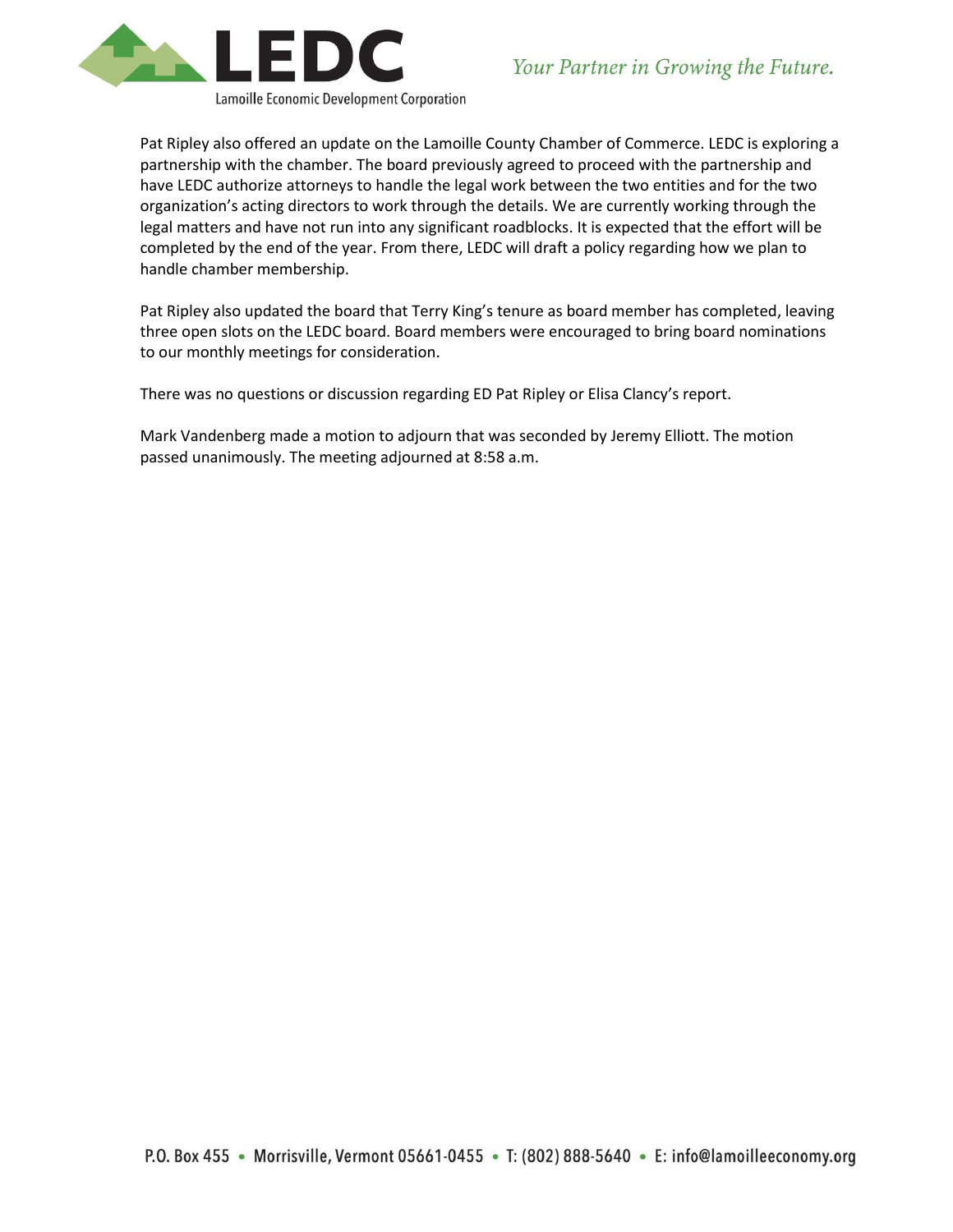Pat Ripley also offered an update on the Lamoille County Chamber of Commerce. LEDC is exploring a partnership with the chamber. The board previously agreed to proceed with the partnership and have LEDC authorize attorneys to handle the legal work between the two entities and for the two organization's acting directors to work through the details. We are currently working through the legal matters and have not run into any significant roadblocks. It is expected that the effort will be completed by the end of the year. From there, LEDC will draft a policy regarding how we plan to handle chamber membership.

Pat Ripley also updated the board that Terry King's tenure as board member has completed, leaving three open slots on the LEDC board. Board members were encouraged to bring board nominations to our monthly meetings for consideration.

There was no questions or discussion regarding ED Pat Ripley or Elisa Clancy's report.

Mark Vandenberg made a motion to adjourn that was seconded by Jeremy Elliott. The motion passed unanimously. The meeting adjourned at 8:58 a.m.